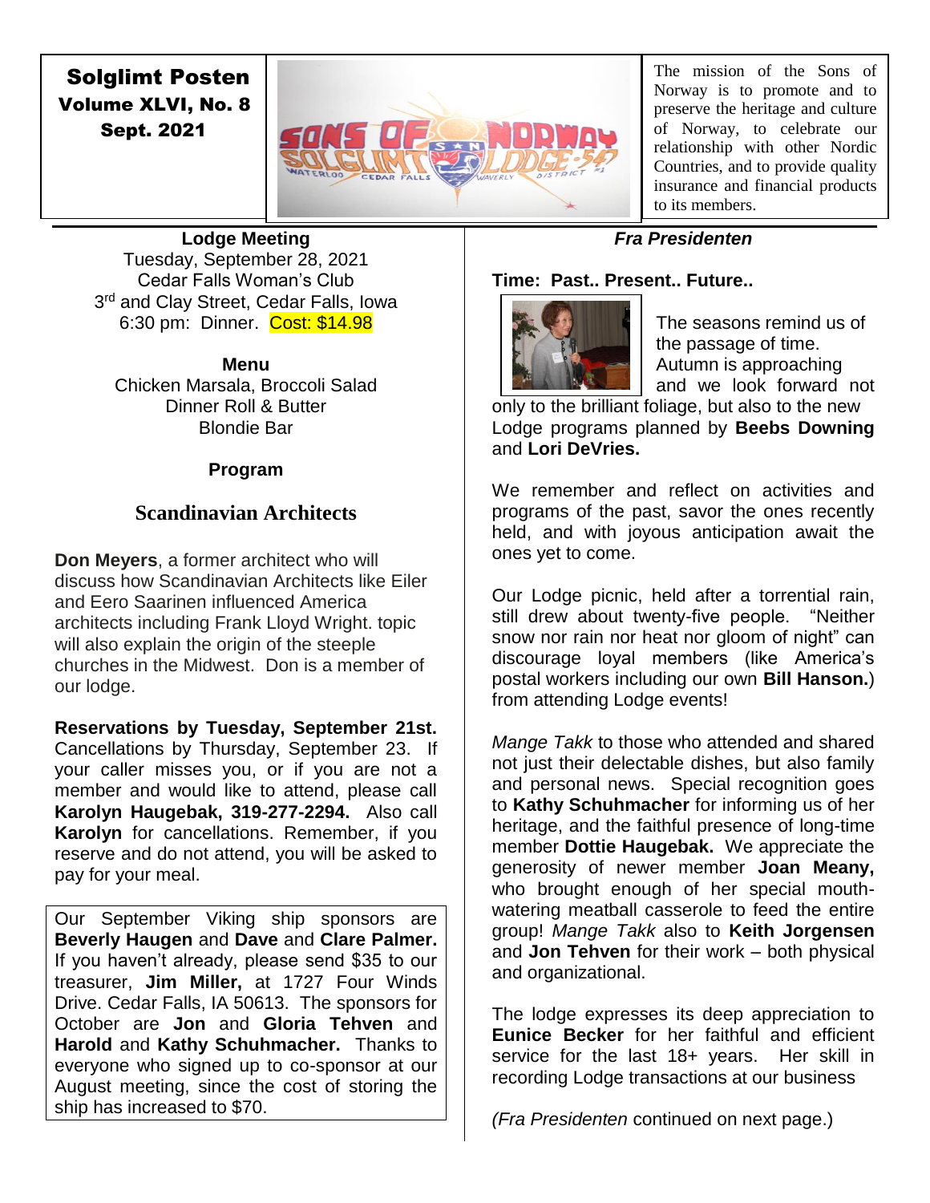**Solglimt Posten**
**Volume XLVI, No. 8**
**Sept. 2021**

The mission of the Sons of Norway is to promote and to preserve the heritage and culture of Norway, to celebrate our relationship with other Nordic Countries, and to provide quality insurance and financial products to its members.

## Lodge Meeting

Tuesday, September 28, 2021
Cedar Falls Woman's Club
3rd and Clay Street, Cedar Falls, Iowa
6:30 pm: Dinner. Cost: $14.98

**Menu**

Chicken Marsala, Broccoli Salad
Dinner Roll & Butter
Blondie Bar

**Program**

### Scandinavian Architects

**Don Meyers**, a former architect who will discuss how Scandinavian Architects like Eiler and Eero Saarinen influenced America architects including Frank Lloyd Wright. topic will also explain the origin of the steeple churches in the Midwest. Don is a member of our lodge.

**Reservations by Tuesday, September 21st.** Cancellations by Thursday, September 23. If your caller misses you, or if you are not a member and would like to attend, please call **Karolyn Haugebak, 319-277-2294.** Also call **Karolyn** for cancellations. Remember, if you reserve and do not attend, you will be asked to pay for your meal.

Our September Viking ship sponsors are **Beverly Haugen** and **Dave** and **Clare Palmer.** If you haven't already, please send $35 to our treasurer, **Jim Miller,** at 1727 Four Winds Drive. Cedar Falls, IA 50613. The sponsors for October are **Jon** and **Gloria Tehven** and **Harold** and **Kathy Schuhmacher.** Thanks to everyone who signed up to co-sponsor at our August meeting, since the cost of storing the ship has increased to $70.

## *Fra Presidenten*

**Time: Past.. Present.. Future..**

The seasons remind us of the passage of time. Autumn is approaching and we look forward not only to the brilliant foliage, but also to the new Lodge programs planned by **Beebs Downing** and **Lori DeVries.**

We remember and reflect on activities and programs of the past, savor the ones recently held, and with joyous anticipation await the ones yet to come.

Our Lodge picnic, held after a torrential rain, still drew about twenty-five people. "Neither snow nor rain nor heat nor gloom of night" can discourage loyal members (like America's postal workers including our own **Bill Hanson.**) from attending Lodge events!

*Mange Takk* to those who attended and shared not just their delectable dishes, but also family and personal news. Special recognition goes to **Kathy Schuhmacher** for informing us of her heritage, and the faithful presence of long-time member **Dottie Haugebak.** We appreciate the generosity of newer member **Joan Meany,** who brought enough of her special mouth-watering meatball casserole to feed the entire group! *Mange Takk* also to **Keith Jorgensen** and **Jon Tehven** for their work – both physical and organizational.

The lodge expresses its deep appreciation to **Eunice Becker** for her faithful and efficient service for the last 18+ years. Her skill in recording Lodge transactions at our business

*(Fra Presidenten* continued on next page.)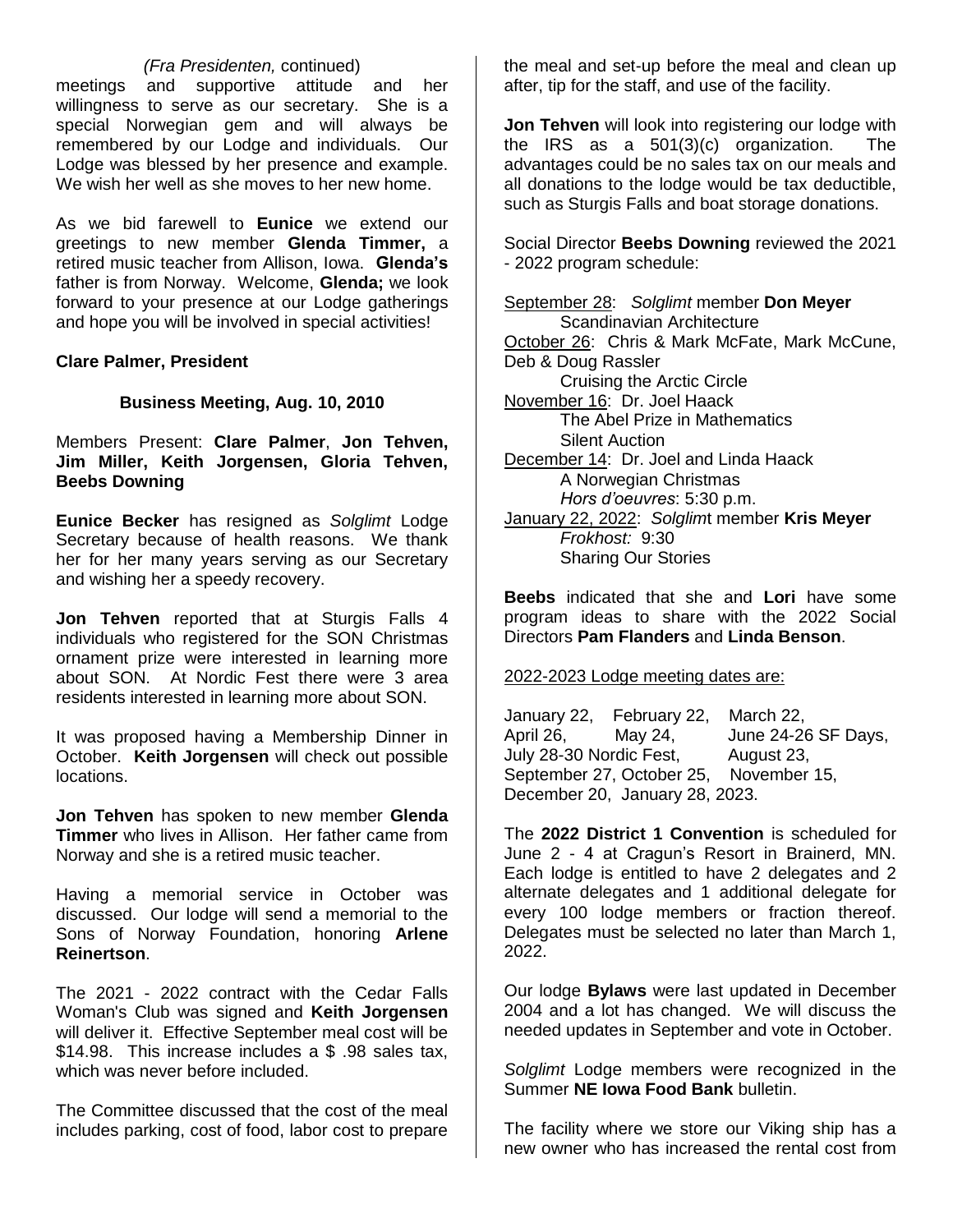*(Fra Presidenten,* continued)

meetings and supportive attitude and her willingness to serve as our secretary. She is a special Norwegian gem and will always be remembered by our Lodge and individuals. Our Lodge was blessed by her presence and example. We wish her well as she moves to her new home.

As we bid farewell to **Eunice** we extend our greetings to new member **Glenda Timmer,** a retired music teacher from Allison, Iowa. **Glenda's** father is from Norway. Welcome, **Glenda;** we look forward to your presence at our Lodge gatherings and hope you will be involved in special activities!

**Clare Palmer, President**

## Business Meeting, Aug. 10, 2010

Members Present: **Clare Palmer**, **Jon Tehven, Jim Miller, Keith Jorgensen, Gloria Tehven, Beebs Downing**

**Eunice Becker** has resigned as *Solglimt* Lodge Secretary because of health reasons. We thank her for her many years serving as our Secretary and wishing her a speedy recovery.

**Jon Tehven** reported that at Sturgis Falls 4 individuals who registered for the SON Christmas ornament prize were interested in learning more about SON. At Nordic Fest there were 3 area residents interested in learning more about SON.

It was proposed having a Membership Dinner in October. **Keith Jorgensen** will check out possible locations.

**Jon Tehven** has spoken to new member **Glenda Timmer** who lives in Allison. Her father came from Norway and she is a retired music teacher.

Having a memorial service in October was discussed. Our lodge will send a memorial to the Sons of Norway Foundation, honoring **Arlene Reinertson**.

The 2021 - 2022 contract with the Cedar Falls Woman's Club was signed and **Keith Jorgensen** will deliver it. Effective September meal cost will be $14.98. This increase includes a $ .98 sales tax, which was never before included.

The Committee discussed that the cost of the meal includes parking, cost of food, labor cost to prepare the meal and set-up before the meal and clean up after, tip for the staff, and use of the facility.

**Jon Tehven** will look into registering our lodge with the IRS as a 501(3)(c) organization. The advantages could be no sales tax on our meals and all donations to the lodge would be tax deductible, such as Sturgis Falls and boat storage donations.

Social Director **Beebs Downing** reviewed the 2021 - 2022 program schedule:

September 28: *Solglimt* member **Don Meyer**
Scandinavian Architecture

October 26: Chris & Mark McFate, Mark McCune, Deb & Doug Rassler
Cruising the Arctic Circle

November 16: Dr. Joel Haack
The Abel Prize in Mathematics
Silent Auction

December 14: Dr. Joel and Linda Haack
A Norwegian Christmas
*Hors d'oeuvres*: 5:30 p.m.

January 22, 2022: *Solglimt* member **Kris Meyer**
*Frokhost:* 9:30
Sharing Our Stories

**Beebs** indicated that she and **Lori** have some program ideas to share with the 2022 Social Directors **Pam Flanders** and **Linda Benson**.

2022-2023 Lodge meeting dates are:

January 22, February 22, March 22, April 26, May 24, June 24-26 SF Days, July 28-30 Nordic Fest, August 23, September 27, October 25, November 15, December 20, January 28, 2023.

The **2022 District 1 Convention** is scheduled for June 2 - 4 at Cragun's Resort in Brainerd, MN. Each lodge is entitled to have 2 delegates and 2 alternate delegates and 1 additional delegate for every 100 lodge members or fraction thereof. Delegates must be selected no later than March 1, 2022.

Our lodge **Bylaws** were last updated in December 2004 and a lot has changed. We will discuss the needed updates in September and vote in October.

*Solglimt* Lodge members were recognized in the Summer **NE Iowa Food Bank** bulletin.

The facility where we store our Viking ship has a new owner who has increased the rental cost from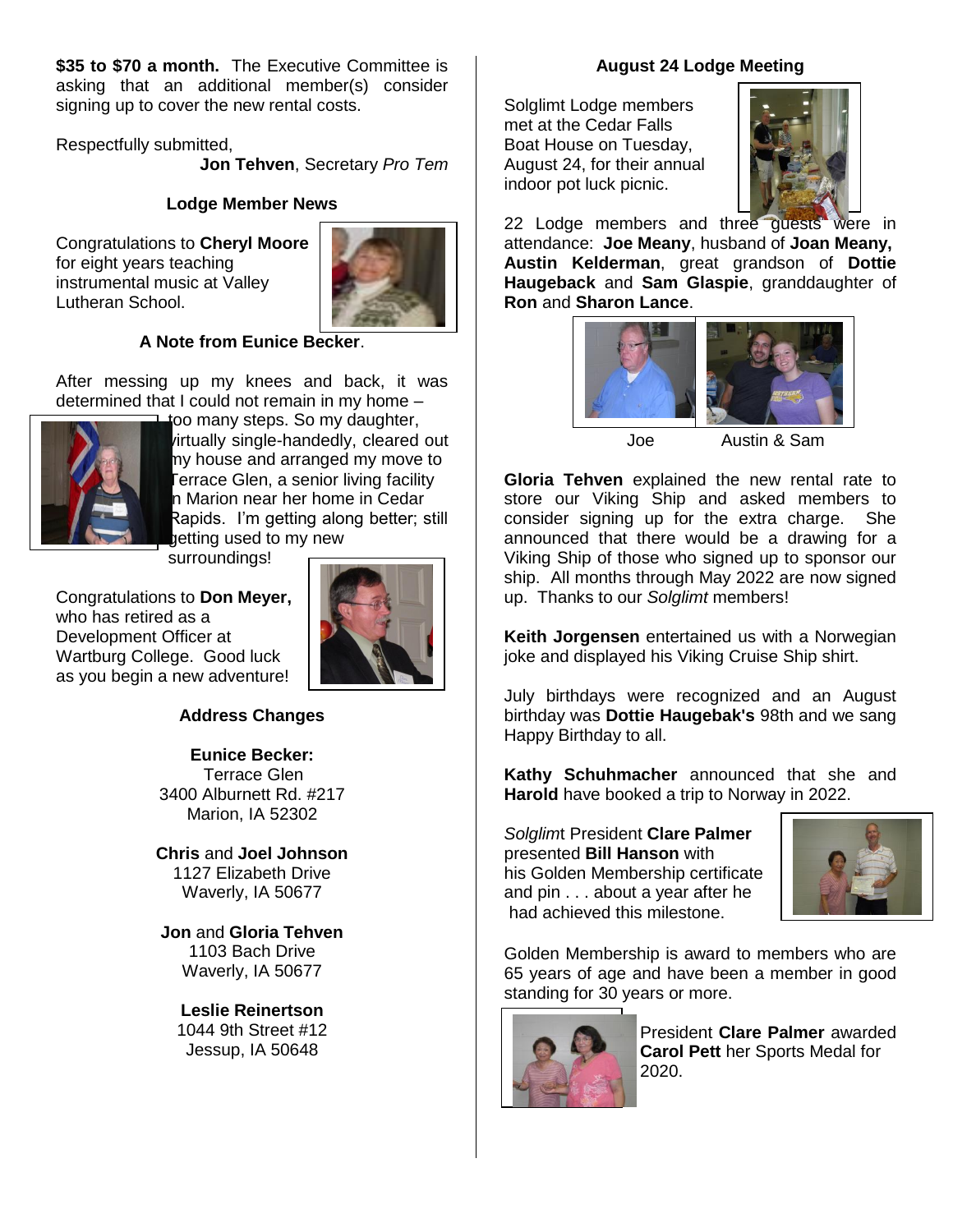**$35 to $70 a month.** The Executive Committee is asking that an additional member(s) consider signing up to cover the new rental costs.

Respectfully submitted,

**Jon Tehven**, Secretary *Pro Tem*

### Lodge Member News

Congratulations to **Cheryl Moore** for eight years teaching instrumental music at Valley Lutheran School.

### A Note from Eunice Becker.

After messing up my knees and back, it was determined that I could not remain in my home – too many steps. So my daughter, virtually single-handedly, cleared out my house and arranged my move to Terrace Glen, a senior living facility in Marion near her home in Cedar Rapids. I'm getting along better; still getting used to my new surroundings!

Congratulations to **Don Meyer,** who has retired as a Development Officer at Wartburg College. Good luck as you begin a new adventure!

### Address Changes

**Eunice Becker:**
Terrace Glen
3400 Alburnett Rd. #217
Marion, IA 52302

**Chris** and **Joel Johnson**
1127 Elizabeth Drive
Waverly, IA 50677

**Jon** and **Gloria Tehven**
1103 Bach Drive
Waverly, IA 50677

**Leslie Reinertson**
1044 9th Street #12
Jessup, IA 50648

### August 24 Lodge Meeting

Solglimt Lodge members met at the Cedar Falls Boat House on Tuesday, August 24, for their annual indoor pot luck picnic.

22 Lodge members and three guests were in attendance: **Joe Meany**, husband of **Joan Meany, Austin Kelderman**, great grandson of **Dottie Haugeback** and **Sam Glaspie**, granddaughter of **Ron** and **Sharon Lance**.

Joe Austin & Sam

**Gloria Tehven** explained the new rental rate to store our Viking Ship and asked members to consider signing up for the extra charge. She announced that there would be a drawing for a Viking Ship of those who signed up to sponsor our ship. All months through May 2022 are now signed up. Thanks to our *Solglimt* members!

**Keith Jorgensen** entertained us with a Norwegian joke and displayed his Viking Cruise Ship shirt.

July birthdays were recognized and an August birthday was **Dottie Haugebak's** 98th and we sang Happy Birthday to all.

**Kathy Schuhmacher** announced that she and **Harold** have booked a trip to Norway in 2022.

*Solglim*t President **Clare Palmer** presented **Bill Hanson** with his Golden Membership certificate and pin . . . about a year after he had achieved this milestone.

Golden Membership is award to members who are 65 years of age and have been a member in good standing for 30 years or more.

President **Clare Palmer** awarded **Carol Pett** her Sports Medal for 2020.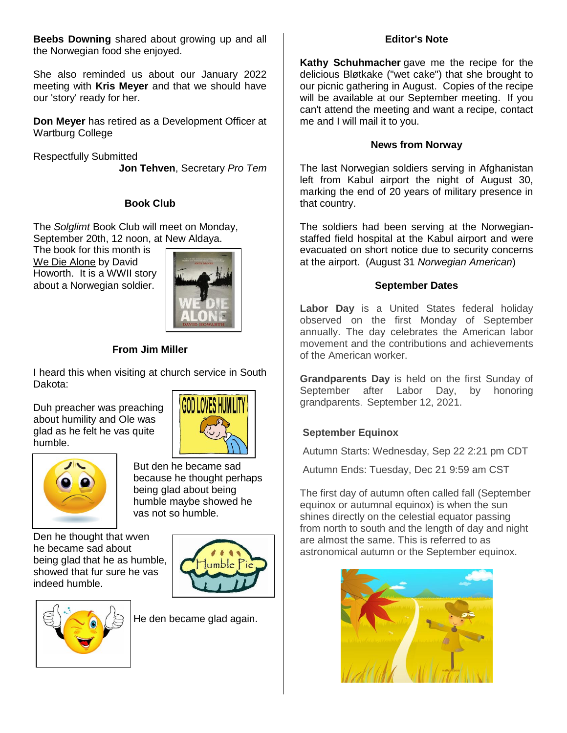**Beebs Downing** shared about growing up and all the Norwegian food she enjoyed.

She also reminded us about our January 2022 meeting with **Kris Meyer** and that we should have our 'story' ready for her.

**Don Meyer** has retired as a Development Officer at Wartburg College

Respectfully Submitted
**Jon Tehven**, Secretary *Pro Tem*

### Book Club

The *Solglimt* Book Club will meet on Monday, September 20th, 12 noon, at New Aldaya. The book for this month is We Die Alone by David Howorth. It is a WWII story about a Norwegian soldier.

### From Jim Miller

I heard this when visiting at church service in South Dakota:

Duh preacher was preaching about humility and Ole was glad as he felt he vas quite humble.

But den he became sad because he thought perhaps being glad about being humble maybe showed he vas not so humble.

Den he thought that wven he became sad about being glad that he as humble, showed that fur sure he vas indeed humble.

He den became glad again.

### Editor's Note

**Kathy Schuhmacher** gave me the recipe for the delicious Bløtkake ("wet cake") that she brought to our picnic gathering in August. Copies of the recipe will be available at our September meeting. If you can't attend the meeting and want a recipe, contact me and I will mail it to you.

### News from Norway

The last Norwegian soldiers serving in Afghanistan left from Kabul airport the night of August 30, marking the end of 20 years of military presence in that country.

The soldiers had been serving at the Norwegian-staffed field hospital at the Kabul airport and were evacuated on short notice due to security concerns at the airport. (August 31 *Norwegian American*)

### September Dates

**Labor Day** is a United States federal holiday observed on the first Monday of September annually. The day celebrates the American labor movement and the contributions and achievements of the American worker.

**Grandparents Day** is held on the first Sunday of September after Labor Day, by honoring grandparents. September 12, 2021.

**September Equinox**

Autumn Starts: Wednesday, Sep 22 2:21 pm CDT

Autumn Ends: Tuesday, Dec 21 9:59 am CST

The first day of autumn often called fall (September equinox or autumnal equinox) is when the sun shines directly on the celestial equator passing from north to south and the length of day and night are almost the same. This is referred to as astronomical autumn or the September equinox.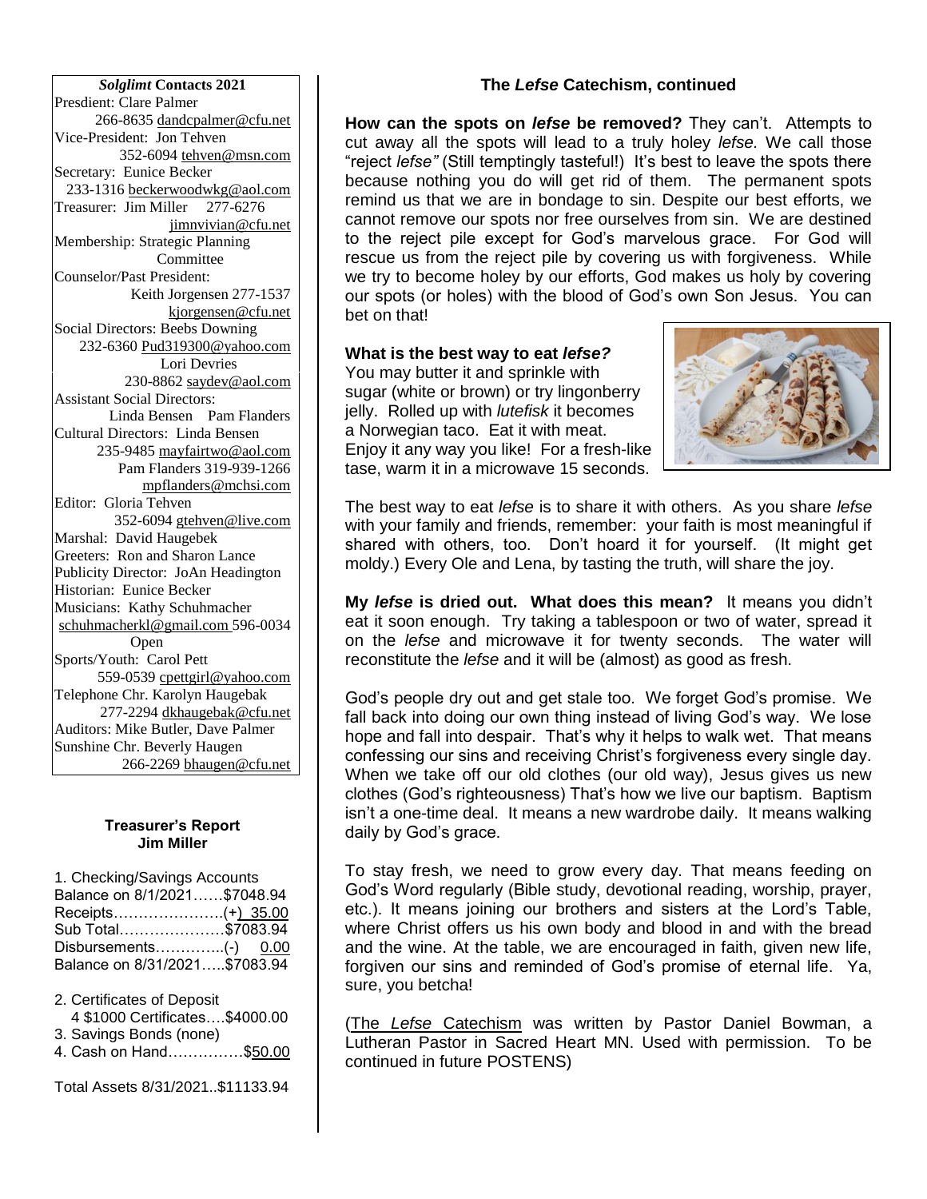***Solglimt* Contacts 2021**

Presdient: Clare Palmer 266-8635 dandcpalmer@cfu.net
Vice-President: Jon Tehven 352-6094 tehven@msn.com
Secretary: Eunice Becker 233-1316 beckerwoodwkg@aol.com
Treasurer: Jim Miller 277-6276 jimnvivian@cfu.net
Membership: Strategic Planning Committee
Counselor/Past President: Keith Jorgensen 277-1537 kjorgensen@cfu.net
Social Directors: Beebs Downing 232-6360 Pud319300@yahoo.com
Lori Devries 230-8862 saydev@aol.com
Assistant Social Directors: Linda Bensen Pam Flanders
Cultural Directors: Linda Bensen 235-9485 mayfairtwo@aol.com
Pam Flanders 319-939-1266 mpflanders@mchsi.com
Editor: Gloria Tehven 352-6094 gtehven@live.com
Marshal: David Haugebek
Greeters: Ron and Sharon Lance
Publicity Director: JoAn Headington
Historian: Eunice Becker
Musicians: Kathy Schuhmacher schuhmacherkl@gmail.com 596-0034
Open
Sports/Youth: Carol Pett 559-0539 cpettgirl@yahoo.com
Telephone Chr. Karolyn Haugebak 277-2294 dkhaugebak@cfu.net
Auditors: Mike Butler, Dave Palmer
Sunshine Chr. Beverly Haugen 266-2269 bhaugen@cfu.net

**Treasurer's Report**
**Jim Miller**

1. Checking/Savings Accounts
Balance on 8/1/2021……$7048.94
Receipts………………….(+) 35.00
Sub Total…………………$7083.94
Disbursements…………..(-) 0.00
Balance on 8/31/2021…..$7083.94

2. Certificates of Deposit
4 $1000 Certificates….$4000.00
3. Savings Bonds (none)
4. Cash on Hand……………$50.00

Total Assets 8/31/2021..$11133.94

## The *Lefse* Catechism, continued

**How can the spots on *lefse* be removed?** They can't. Attempts to cut away all the spots will lead to a truly holey *lefse*. We call those "reject *lefse"* (Still temptingly tasteful!) It's best to leave the spots there because nothing you do will get rid of them. The permanent spots remind us that we are in bondage to sin. Despite our best efforts, we cannot remove our spots nor free ourselves from sin. We are destined to the reject pile except for God's marvelous grace. For God will rescue us from the reject pile by covering us with forgiveness. While we try to become holey by our efforts, God makes us holy by covering our spots (or holes) with the blood of God's own Son Jesus. You can bet on that!

**What is the best way to eat *lefse?***
You may butter it and sprinkle with sugar (white or brown) or try lingonberry jelly. Rolled up with *lutefisk* it becomes a Norwegian taco. Eat it with meat. Enjoy it any way you like! For a fresh-like tase, warm it in a microwave 15 seconds.

The best way to eat *lefse* is to share it with others. As you share *lefse* with your family and friends, remember: your faith is most meaningful if shared with others, too. Don't hoard it for yourself. (It might get moldy.) Every Ole and Lena, by tasting the truth, will share the joy.

**My *lefse* is dried out. What does this mean?** It means you didn't eat it soon enough. Try taking a tablespoon or two of water, spread it on the *lefse* and microwave it for twenty seconds. The water will reconstitute the *lefse* and it will be (almost) as good as fresh.

God's people dry out and get stale too. We forget God's promise. We fall back into doing our own thing instead of living God's way. We lose hope and fall into despair. That's why it helps to walk wet. That means confessing our sins and receiving Christ's forgiveness every single day. When we take off our old clothes (our old way), Jesus gives us new clothes (God's righteousness) That's how we live our baptism. Baptism isn't a one-time deal. It means a new wardrobe daily. It means walking daily by God's grace.

To stay fresh, we need to grow every day. That means feeding on God's Word regularly (Bible study, devotional reading, worship, prayer, etc.). It means joining our brothers and sisters at the Lord's Table, where Christ offers us his own body and blood in and with the bread and the wine. At the table, we are encouraged in faith, given new life, forgiven our sins and reminded of God's promise of eternal life. Ya, sure, you betcha!

(The *Lefse* Catechism was written by Pastor Daniel Bowman, a Lutheran Pastor in Sacred Heart MN. Used with permission. To be continued in future POSTENS)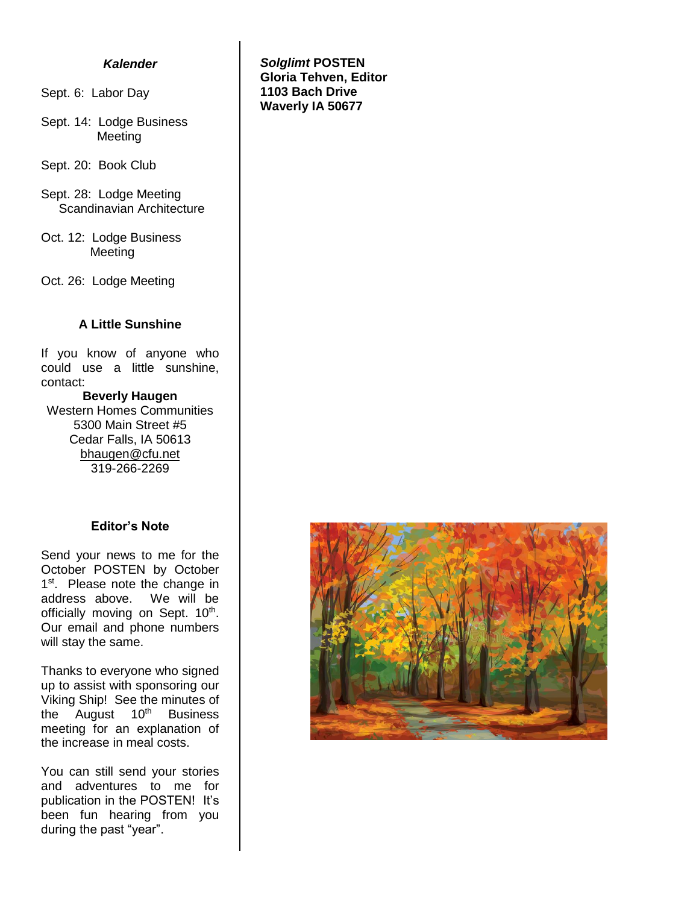### *Kalender*

Sept. 6: Labor Day

Sept. 14: Lodge Business Meeting

Sept. 20: Book Club

Sept. 28: Lodge Meeting
Scandinavian Architecture

Oct. 12: Lodge Business Meeting

Oct. 26: Lodge Meeting

### A Little Sunshine

If you know of anyone who could use a little sunshine, contact:

**Beverly Haugen**
Western Homes Communities
5300 Main Street #5
Cedar Falls, IA 50613
bhaugen@cfu.net
319-266-2269

### Editor's Note

Send your news to me for the October POSTEN by October 1st. Please note the change in address above. We will be officially moving on Sept. 10th. Our email and phone numbers will stay the same.

Thanks to everyone who signed up to assist with sponsoring our Viking Ship! See the minutes of the August 10th Business meeting for an explanation of the increase in meal costs.

You can still send your stories and adventures to me for publication in the POSTEN! It's been fun hearing from you during the past "year".

***Solglimt*** **POSTEN**
**Gloria Tehven, Editor**
**1103 Bach Drive**
**Waverly IA 50677**